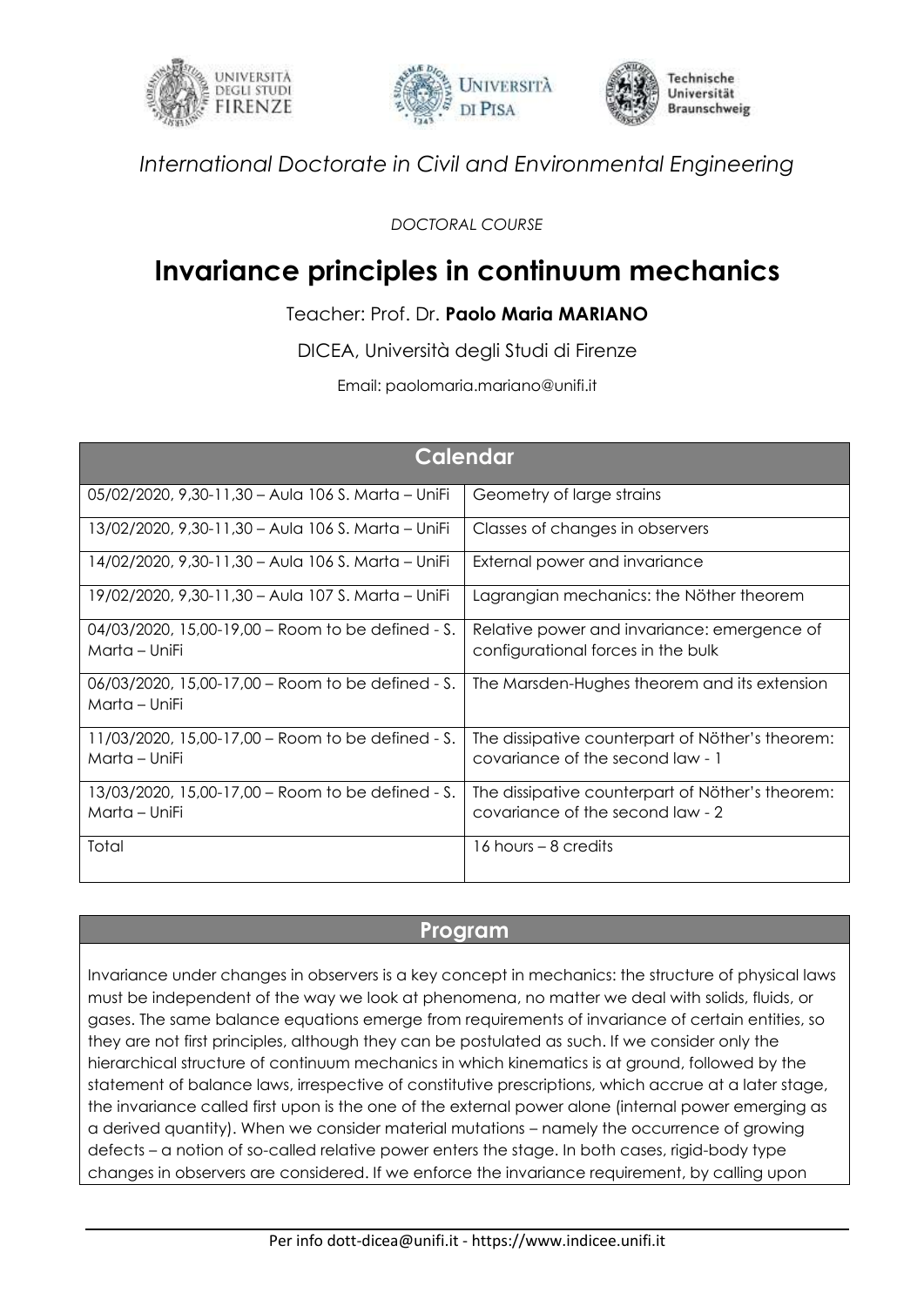*International Doctorate in Civil and Environmental Engineering*

*DOCTORAL COURSE*

# Invariance principles in continuum mechanics

Teacher: Prof. Dr. **Paolo Maria MARIANO**

DICEA, Università degli Studi di Firenze

Email: paolomaria.mariano@unifi.it

| Calendar | |
|---|---|
| 05/02/2020, 9,30-11,30 – Aula 106 S. Marta – UniFi | Geometry of large strains |
| 13/02/2020, 9,30-11,30 – Aula 106 S. Marta – UniFi | Classes of changes in observers |
| 14/02/2020, 9,30-11,30 – Aula 106 S. Marta – UniFi | External power and invariance |
| 19/02/2020, 9,30-11,30 – Aula 107 S. Marta – UniFi | Lagrangian mechanics: the Nöther theorem |
| 04/03/2020, 15,00-19,00 – Room to be defined - S. Marta – UniFi | Relative power and invariance: emergence of configurational forces in the bulk |
| 06/03/2020, 15,00-17,00 – Room to be defined - S. Marta – UniFi | The Marsden-Hughes theorem and its extension |
| 11/03/2020, 15,00-17,00 – Room to be defined - S. Marta – UniFi | The dissipative counterpart of Nöther's theorem: covariance of the second law - 1 |
| 13/03/2020, 15,00-17,00 – Room to be defined - S. Marta – UniFi | The dissipative counterpart of Nöther's theorem: covariance of the second law - 2 |
| Total | 16 hours – 8 credits |

## Program

Invariance under changes in observers is a key concept in mechanics: the structure of physical laws must be independent of the way we look at phenomena, no matter we deal with solids, fluids, or gases. The same balance equations emerge from requirements of invariance of certain entities, so they are not first principles, although they can be postulated as such. If we consider only the hierarchical structure of continuum mechanics in which kinematics is at ground, followed by the statement of balance laws, irrespective of constitutive prescriptions, which accrue at a later stage, the invariance called first upon is the one of the external power alone (internal power emerging as a derived quantity). When we consider material mutations – namely the occurrence of growing defects – a notion of so-called relative power enters the stage. In both cases, rigid-body type changes in observers are considered. If we enforce the invariance requirement, by calling upon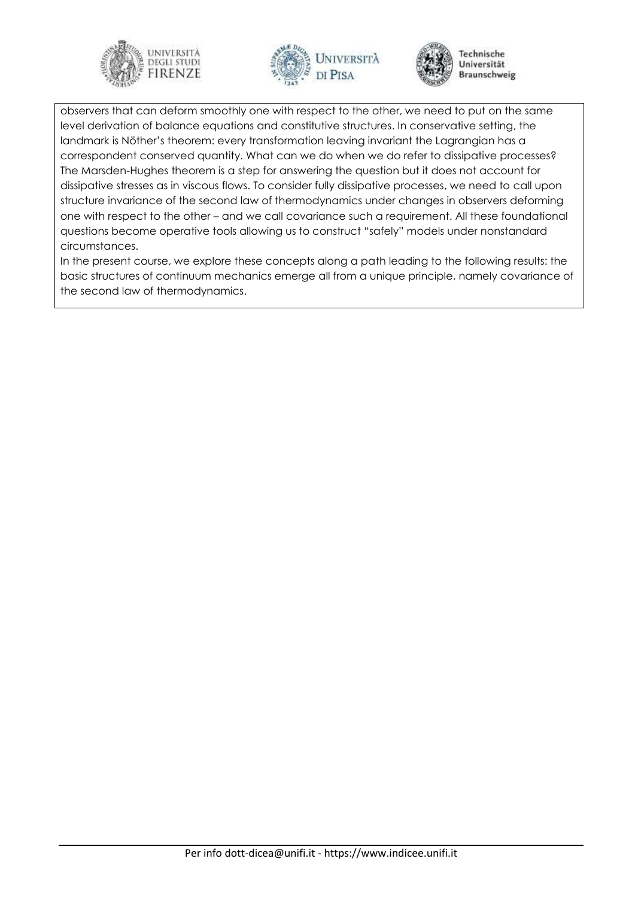observers that can deform smoothly one with respect to the other, we need to put on the same level derivation of balance equations and constitutive structures. In conservative setting, the landmark is Nöther's theorem: every transformation leaving invariant the Lagrangian has a correspondent conserved quantity. What can we do when we do refer to dissipative processes? The Marsden-Hughes theorem is a step for answering the question but it does not account for dissipative stresses as in viscous flows. To consider fully dissipative processes, we need to call upon structure invariance of the second law of thermodynamics under changes in observers deforming one with respect to the other – and we call covariance such a requirement. All these foundational questions become operative tools allowing us to construct "safely" models under nonstandard circumstances.

In the present course, we explore these concepts along a path leading to the following results: the basic structures of continuum mechanics emerge all from a unique principle, namely covariance of the second law of thermodynamics.